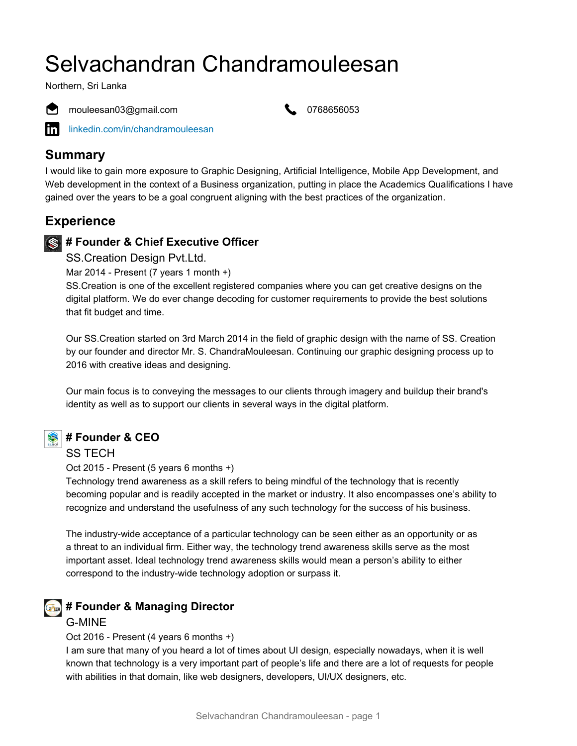# Selvachandran Chandramouleesan

Northern, Sri Lanka

mouleesan03@gmail.com

0768656053

linkedin.com/in/chandramouleesan

## Summary

I would like to gain more exposure to Graphic Designing, Artificial Intelligence, Mobile App Development, and Web development in the context of a Business organization, putting in place the Academics Qualifications I have gained over the years to be a goal congruent aligning with the best practices of the organization.

## Experience

### # Founder & Chief Executive Officer

SS.Creation Design Pvt.Ltd.

Mar 2014 - Present (7 years 1 month +)

SS.Creation is one of the excellent registered companies where you can get creative designs on the digital platform. We do ever change decoding for customer requirements to provide the best solutions that fit budget and time.

Our SS.Creation started on 3rd March 2014 in the field of graphic design with the name of SS. Creation by our founder and director Mr. S. ChandraMouleesan. Continuing our graphic designing process up to 2016 with creative ideas and designing.

Our main focus is to conveying the messages to our clients through imagery and buildup their brand's identity as well as to support our clients in several ways in the digital platform.

### # Founder & CEO

SS TECH

Oct 2015 - Present (5 years 6 months +)

Technology trend awareness as a skill refers to being mindful of the technology that is recently becoming popular and is readily accepted in the market or industry. It also encompasses one's ability to recognize and understand the usefulness of any such technology for the success of his business.

The industry-wide acceptance of a particular technology can be seen either as an opportunity or as a threat to an individual firm. Either way, the technology trend awareness skills serve as the most important asset. Ideal technology trend awareness skills would mean a person's ability to either correspond to the industry-wide technology adoption or surpass it.

### # Founder & Managing Director

G-MINE

Oct 2016 - Present (4 years 6 months +)

I am sure that many of you heard a lot of times about UI design, especially nowadays, when it is well known that technology is a very important part of people's life and there are a lot of requests for people with abilities in that domain, like web designers, developers, UI/UX designers, etc.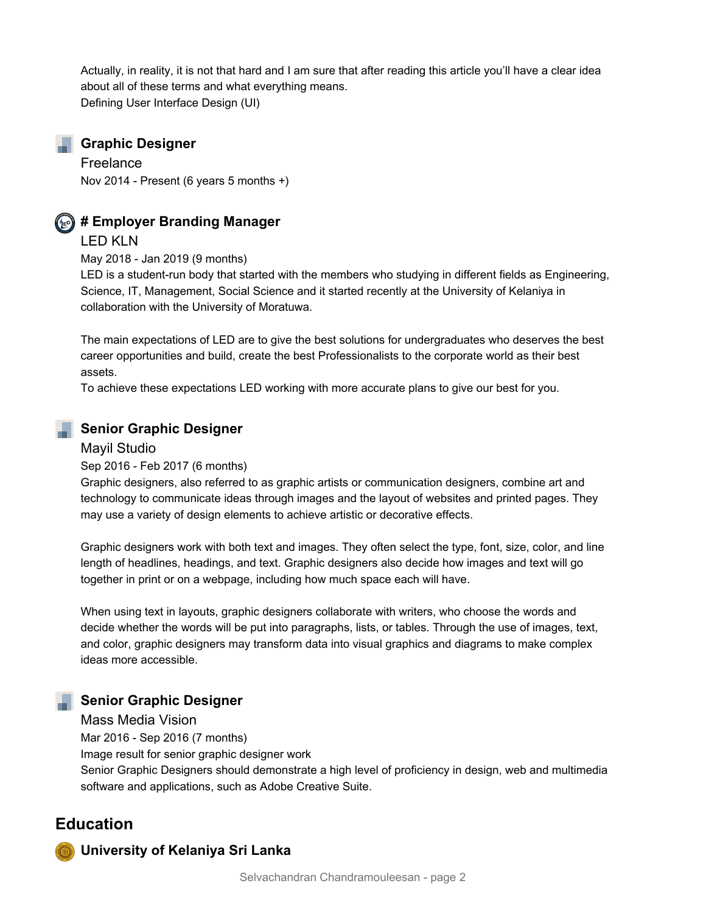Actually, in reality, it is not that hard and I am sure that after reading this article you'll have a clear idea about all of these terms and what everything means.
Defining User Interface Design (UI)

### Graphic Designer

Freelance

Nov 2014 - Present (6 years 5 months +)

### # Employer Branding Manager

LED KLN

May 2018 - Jan 2019 (9 months)

LED is a student-run body that started with the members who studying in different fields as Engineering, Science, IT, Management, Social Science and it started recently at the University of Kelaniya in collaboration with the University of Moratuwa.

The main expectations of LED are to give the best solutions for undergraduates who deserves the best career opportunities and build, create the best Professionalists to the corporate world as their best assets.
To achieve these expectations LED working with more accurate plans to give our best for you.

### Senior Graphic Designer

Mayil Studio

Sep 2016 - Feb 2017 (6 months)

Graphic designers, also referred to as graphic artists or communication designers, combine art and technology to communicate ideas through images and the layout of websites and printed pages. They may use a variety of design elements to achieve artistic or decorative effects.

Graphic designers work with both text and images. They often select the type, font, size, color, and line length of headlines, headings, and text. Graphic designers also decide how images and text will go together in print or on a webpage, including how much space each will have.

When using text in layouts, graphic designers collaborate with writers, who choose the words and decide whether the words will be put into paragraphs, lists, or tables. Through the use of images, text, and color, graphic designers may transform data into visual graphics and diagrams to make complex ideas more accessible.

### Senior Graphic Designer

Mass Media Vision

Mar 2016 - Sep 2016 (7 months)

Image result for senior graphic designer work
Senior Graphic Designers should demonstrate a high level of proficiency in design, web and multimedia software and applications, such as Adobe Creative Suite.

## Education

### University of Kelaniya Sri Lanka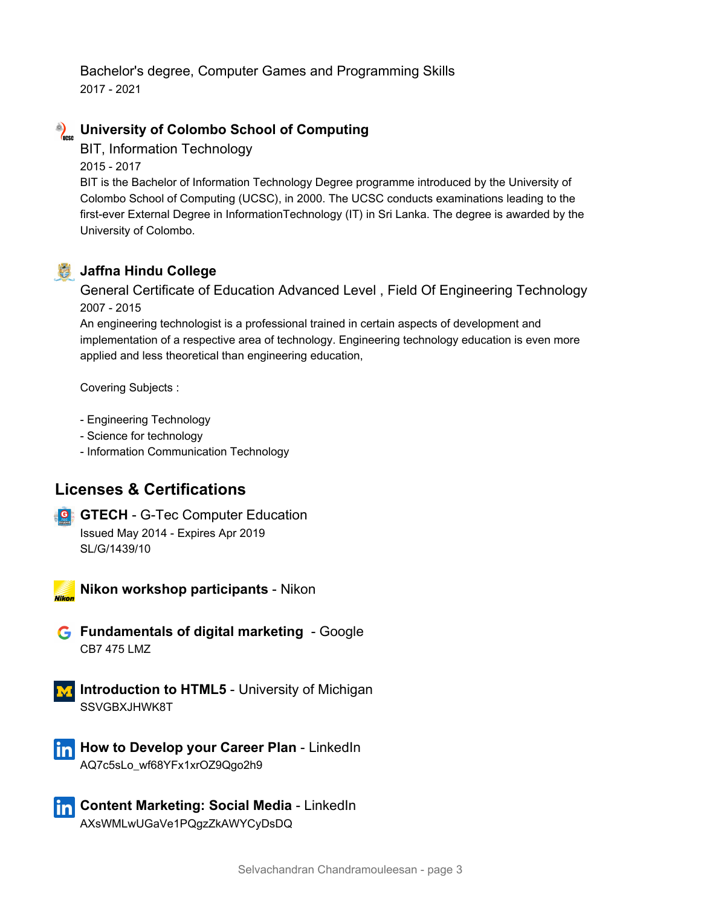Bachelor's degree, Computer Games and Programming Skills
2017 - 2021

### University of Colombo School of Computing

BIT, Information Technology
2015 - 2017
BIT is the Bachelor of Information Technology Degree programme introduced by the University of Colombo School of Computing (UCSC), in 2000. The UCSC conducts examinations leading to the first-ever External Degree in InformationTechnology (IT) in Sri Lanka. The degree is awarded by the University of Colombo.

### Jaffna Hindu College

General Certificate of Education Advanced Level , Field Of Engineering Technology
2007 - 2015
An engineering technologist is a professional trained in certain aspects of development and implementation of a respective area of technology. Engineering technology education is even more applied and less theoretical than engineering education,

Covering Subjects :

- Engineering Technology
- Science for technology
- Information Communication Technology

## Licenses & Certifications

**GTECH** - G-Tec Computer Education
Issued May 2014 - Expires Apr 2019
SL/G/1439/10

**Nikon workshop participants** - Nikon

**Fundamentals of digital marketing** - Google
CB7 475 LMZ

**Introduction to HTML5** - University of Michigan
SSVGBXJHWK8T

**How to Develop your Career Plan** - LinkedIn
AQ7c5sLo_wf68YFx1xrOZ9Qgo2h9

**Content Marketing: Social Media** - LinkedIn
AXsWMLwUGaVe1PQgzZkAWYCyDsDQ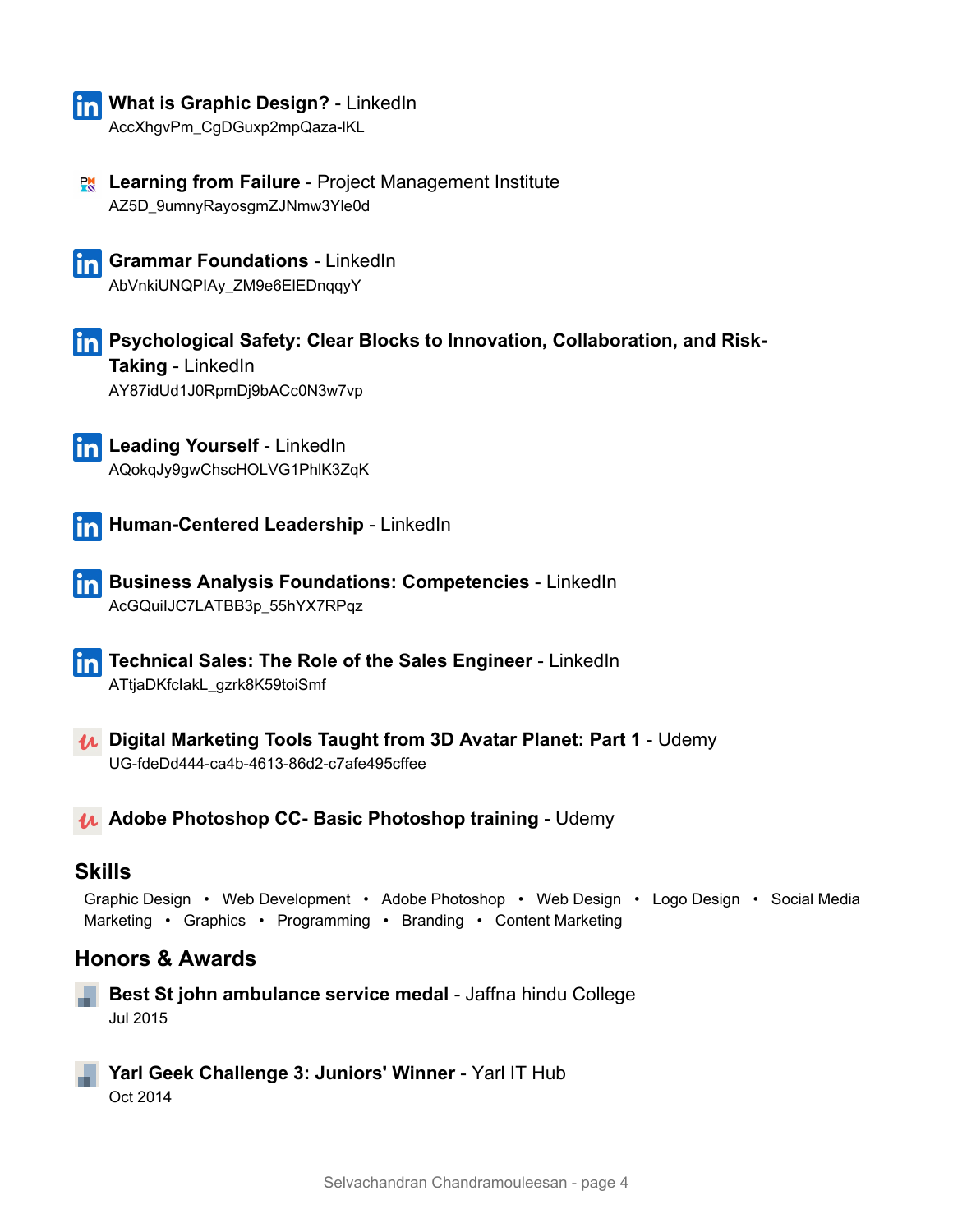**What is Graphic Design?** - LinkedIn
AccXhgvPm_CgDGuxp2mpQaza-lKL

**Learning from Failure** - Project Management Institute
AZ5D_9umnyRayosgmZJNmw3Yle0d

**Grammar Foundations** - LinkedIn
AbVnkiUNQPIAy_ZM9e6ElEDnqqyY

**Psychological Safety: Clear Blocks to Innovation, Collaboration, and Risk-Taking** - LinkedIn
AY87idUd1J0RpmDj9bACc0N3w7vp

**Leading Yourself** - LinkedIn
AQokqJy9gwChscHOLVG1PhlK3ZqK

**Human-Centered Leadership** - LinkedIn

**Business Analysis Foundations: Competencies** - LinkedIn
AcGQuilJC7LATBB3p_55hYX7RPqz

**Technical Sales: The Role of the Sales Engineer** - LinkedIn
ATtjaDKfclakL_gzrk8K59toiSmf

**Digital Marketing Tools Taught from 3D Avatar Planet: Part 1** - Udemy
UG-fdeDd444-ca4b-4613-86d2-c7afe495cffee

**Adobe Photoshop CC- Basic Photoshop training** - Udemy

## Skills

Graphic Design • Web Development • Adobe Photoshop • Web Design • Logo Design • Social Media Marketing • Graphics • Programming • Branding • Content Marketing

## Honors & Awards

**Best St john ambulance service medal** - Jaffna hindu College
Jul 2015

**Yarl Geek Challenge 3: Juniors' Winner** - Yarl IT Hub
Oct 2014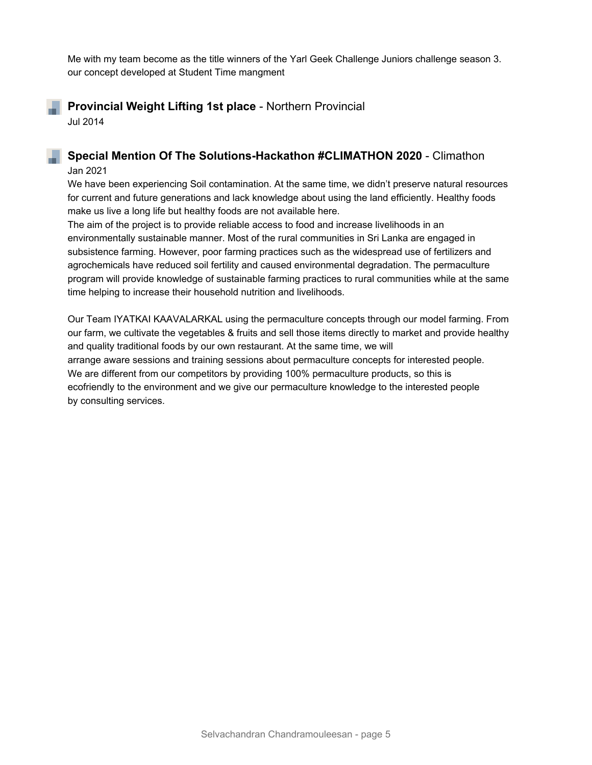Me with my team become as the title winners of the Yarl Geek Challenge Juniors challenge season 3. our concept developed at Student Time mangment

### **Provincial Weight Lifting 1st place** - Northern Provincial

Jul 2014

### **Special Mention Of The Solutions-Hackathon #CLIMATHON 2020** - Climathon

Jan 2021

We have been experiencing Soil contamination. At the same time, we didn't preserve natural resources for current and future generations and lack knowledge about using the land efficiently. Healthy foods make us live a long life but healthy foods are not available here.

The aim of the project is to provide reliable access to food and increase livelihoods in an environmentally sustainable manner. Most of the rural communities in Sri Lanka are engaged in subsistence farming. However, poor farming practices such as the widespread use of fertilizers and agrochemicals have reduced soil fertility and caused environmental degradation. The permaculture program will provide knowledge of sustainable farming practices to rural communities while at the same time helping to increase their household nutrition and livelihoods.

Our Team IYATKAI KAAVALARKAL using the permaculture concepts through our model farming. From our farm, we cultivate the vegetables & fruits and sell those items directly to market and provide healthy and quality traditional foods by our own restaurant. At the same time, we will arrange aware sessions and training sessions about permaculture concepts for interested people. We are different from our competitors by providing 100% permaculture products, so this is ecofriendly to the environment and we give our permaculture knowledge to the interested people by consulting services.